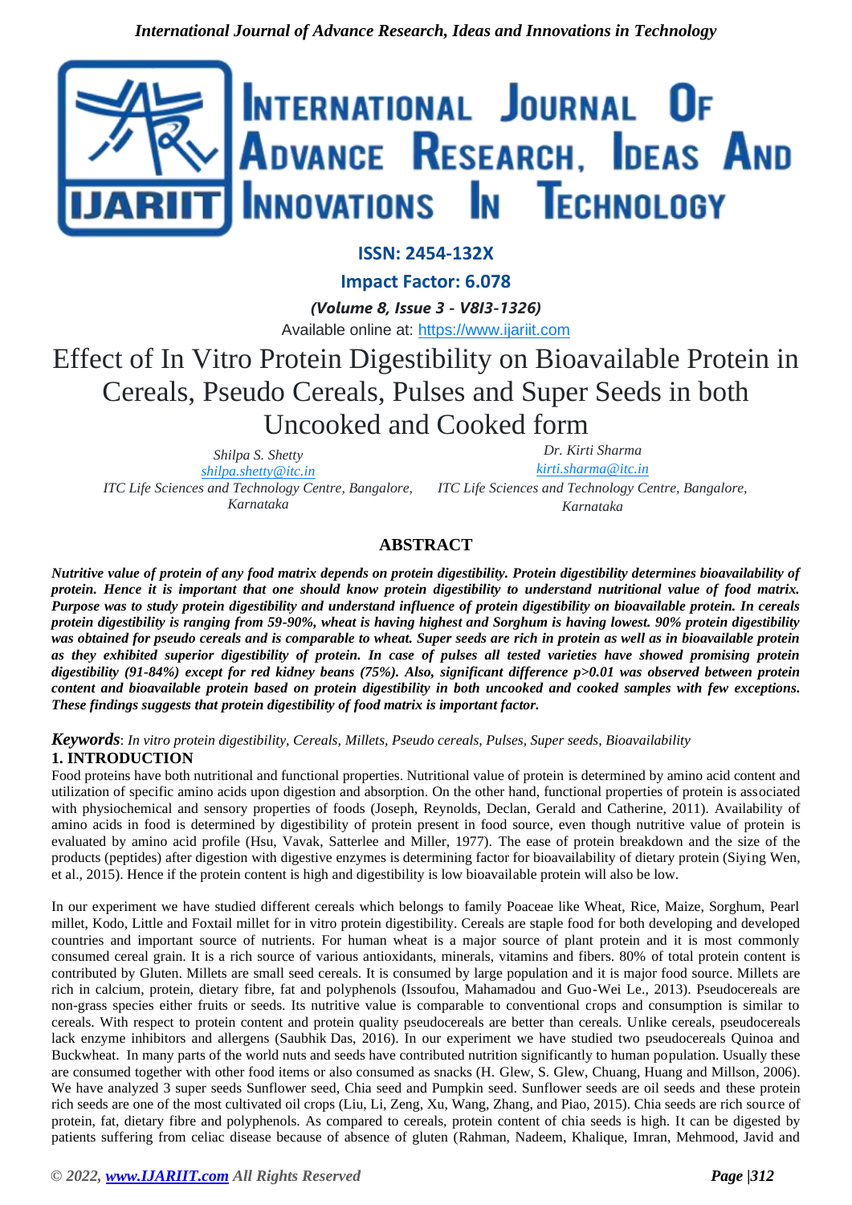**ISSN: 2454-132X**

**Impact Factor: 6.078**

***(Volume 8, Issue 3 - V8I3-1326)***

Available online at: https://www.ijariit.com

# Effect of In Vitro Protein Digestibility on Bioavailable Protein in Cereals, Pseudo Cereals, Pulses and Super Seeds in both Uncooked and Cooked form

*Shilpa S. Shetty*
*shilpa.shetty@itc.in*
*ITC Life Sciences and Technology Centre, Bangalore, Karnataka*

*Dr. Kirti Sharma*
*kirti.sharma@itc.in*
*ITC Life Sciences and Technology Centre, Bangalore, Karnataka*

## ABSTRACT

***Nutritive value of protein of any food matrix depends on protein digestibility. Protein digestibility determines bioavailability of protein. Hence it is important that one should know protein digestibility to understand nutritional value of food matrix. Purpose was to study protein digestibility and understand influence of protein digestibility on bioavailable protein. In cereals protein digestibility is ranging from 59-90%, wheat is having highest and Sorghum is having lowest. 90% protein digestibility was obtained for pseudo cereals and is comparable to wheat. Super seeds are rich in protein as well as in bioavailable protein as they exhibited superior digestibility of protein. In case of pulses all tested varieties have showed promising protein digestibility (91-84%) except for red kidney beans (75%). Also, significant difference p>0.01 was observed between protein content and bioavailable protein based on protein digestibility in both uncooked and cooked samples with few exceptions. These findings suggests that protein digestibility of food matrix is important factor.***

***Keywords***: *In vitro protein digestibility, Cereals, Millets, Pseudo cereals, Pulses, Super seeds, Bioavailability*

## 1. INTRODUCTION

Food proteins have both nutritional and functional properties. Nutritional value of protein is determined by amino acid content and utilization of specific amino acids upon digestion and absorption. On the other hand, functional properties of protein is associated with physiochemical and sensory properties of foods (Joseph, Reynolds, Declan, Gerald and Catherine, 2011). Availability of amino acids in food is determined by digestibility of protein present in food source, even though nutritive value of protein is evaluated by amino acid profile (Hsu, Vavak, Satterlee and Miller, 1977). The ease of protein breakdown and the size of the products (peptides) after digestion with digestive enzymes is determining factor for bioavailability of dietary protein (Siying Wen, et al., 2015). Hence if the protein content is high and digestibility is low bioavailable protein will also be low.

In our experiment we have studied different cereals which belongs to family Poaceae like Wheat, Rice, Maize, Sorghum, Pearl millet, Kodo, Little and Foxtail millet for in vitro protein digestibility. Cereals are staple food for both developing and developed countries and important source of nutrients. For human wheat is a major source of plant protein and it is most commonly consumed cereal grain. It is a rich source of various antioxidants, minerals, vitamins and fibers. 80% of total protein content is contributed by Gluten. Millets are small seed cereals. It is consumed by large population and it is major food source. Millets are rich in calcium, protein, dietary fibre, fat and polyphenols (Issoufou, Mahamadou and Guo-Wei Le., 2013). Pseudocereals are non-grass species either fruits or seeds. Its nutritive value is comparable to conventional crops and consumption is similar to cereals. With respect to protein content and protein quality pseudocereals are better than cereals. Unlike cereals, pseudocereals lack enzyme inhibitors and allergens (Saubhik Das, 2016). In our experiment we have studied two pseudocereals Quinoa and Buckwheat. In many parts of the world nuts and seeds have contributed nutrition significantly to human population. Usually these are consumed together with other food items or also consumed as snacks (H. Glew, S. Glew, Chuang, Huang and Millson, 2006). We have analyzed 3 super seeds Sunflower seed, Chia seed and Pumpkin seed. Sunflower seeds are oil seeds and these protein rich seeds are one of the most cultivated oil crops (Liu, Li, Zeng, Xu, Wang, Zhang, and Piao, 2015). Chia seeds are rich source of protein, fat, dietary fibre and polyphenols. As compared to cereals, protein content of chia seeds is high. It can be digested by patients suffering from celiac disease because of absence of gluten (Rahman, Nadeem, Khalique, Imran, Mehmood, Javid and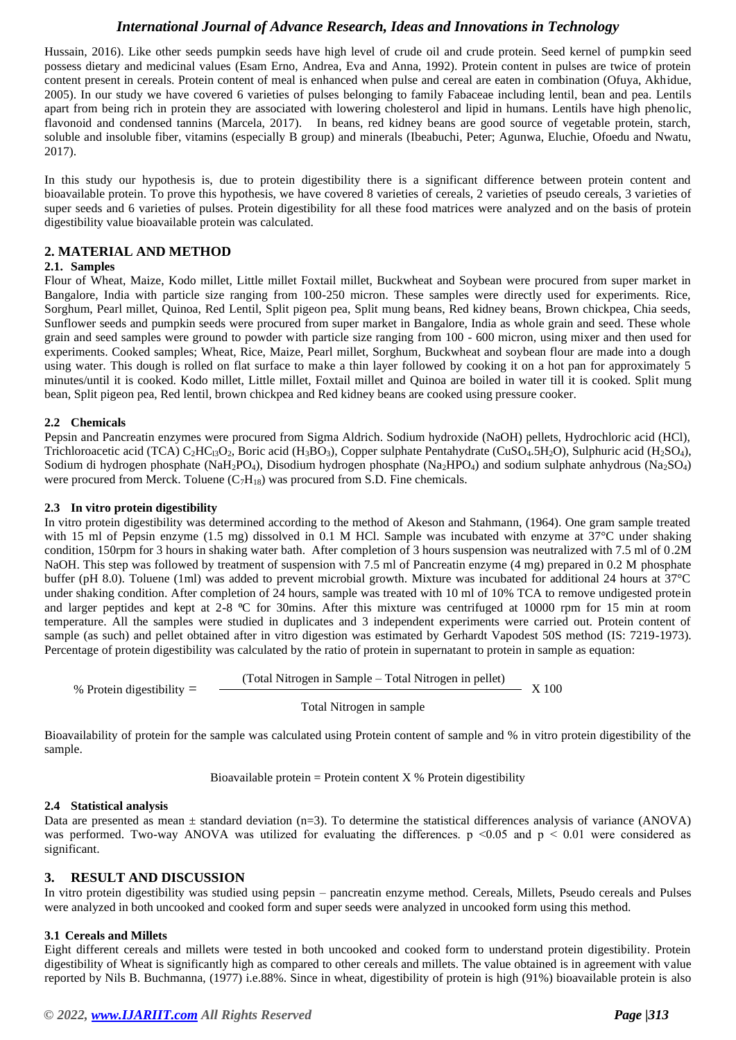Hussain, 2016). Like other seeds pumpkin seeds have high level of crude oil and crude protein. Seed kernel of pumpkin seed possess dietary and medicinal values (Esam Erno, Andrea, Eva and Anna, 1992). Protein content in pulses are twice of protein content present in cereals. Protein content of meal is enhanced when pulse and cereal are eaten in combination (Ofuya, Akhidue, 2005). In our study we have covered 6 varieties of pulses belonging to family Fabaceae including lentil, bean and pea. Lentils apart from being rich in protein they are associated with lowering cholesterol and lipid in humans. Lentils have high phenolic, flavonoid and condensed tannins (Marcela, 2017). In beans, red kidney beans are good source of vegetable protein, starch, soluble and insoluble fiber, vitamins (especially B group) and minerals (Ibeabuchi, Peter; Agunwa, Eluchie, Ofoedu and Nwatu, 2017).

In this study our hypothesis is, due to protein digestibility there is a significant difference between protein content and bioavailable protein. To prove this hypothesis, we have covered 8 varieties of cereals, 2 varieties of pseudo cereals, 3 varieties of super seeds and 6 varieties of pulses. Protein digestibility for all these food matrices were analyzed and on the basis of protein digestibility value bioavailable protein was calculated.

## 2. MATERIAL AND METHOD

### 2.1. Samples

Flour of Wheat, Maize, Kodo millet, Little millet Foxtail millet, Buckwheat and Soybean were procured from super market in Bangalore, India with particle size ranging from 100-250 micron. These samples were directly used for experiments. Rice, Sorghum, Pearl millet, Quinoa, Red Lentil, Split pigeon pea, Split mung beans, Red kidney beans, Brown chickpea, Chia seeds, Sunflower seeds and pumpkin seeds were procured from super market in Bangalore, India as whole grain and seed. These whole grain and seed samples were ground to powder with particle size ranging from 100 - 600 micron, using mixer and then used for experiments. Cooked samples; Wheat, Rice, Maize, Pearl millet, Sorghum, Buckwheat and soybean flour are made into a dough using water. This dough is rolled on flat surface to make a thin layer followed by cooking it on a hot pan for approximately 5 minutes/until it is cooked. Kodo millet, Little millet, Foxtail millet and Quinoa are boiled in water till it is cooked. Split mung bean, Split pigeon pea, Red lentil, brown chickpea and Red kidney beans are cooked using pressure cooker.

### 2.2 Chemicals

Pepsin and Pancreatin enzymes were procured from Sigma Aldrich. Sodium hydroxide (NaOH) pellets, Hydrochloric acid (HCl), Trichloroacetic acid (TCA) $C_2HCl_3O_2$, Boric acid ($H_3BO_3$), Copper sulphate Pentahydrate ($CuSO_4.5H_2O$), Sulphuric acid ($H_2SO_4$), Sodium di hydrogen phosphate ($NaH_2PO_4$), Disodium hydrogen phosphate ($Na_2HPO_4$) and sodium sulphate anhydrous ($Na_2SO_4$) were procured from Merck. Toluene ($C_7H_{18}$) was procured from S.D. Fine chemicals.

### 2.3 In vitro protein digestibility

In vitro protein digestibility was determined according to the method of Akeson and Stahmann, (1964). One gram sample treated with 15 ml of Pepsin enzyme (1.5 mg) dissolved in 0.1 M HCl. Sample was incubated with enzyme at 37°C under shaking condition, 150rpm for 3 hours in shaking water bath. After completion of 3 hours suspension was neutralized with 7.5 ml of 0.2M NaOH. This step was followed by treatment of suspension with 7.5 ml of Pancreatin enzyme (4 mg) prepared in 0.2 M phosphate buffer (pH 8.0). Toluene (1ml) was added to prevent microbial growth. Mixture was incubated for additional 24 hours at 37°C under shaking condition. After completion of 24 hours, sample was treated with 10 ml of 10% TCA to remove undigested protein and larger peptides and kept at 2-8 ºC for 30mins. After this mixture was centrifuged at 10000 rpm for 15 min at room temperature. All the samples were studied in duplicates and 3 independent experiments were carried out. Protein content of sample (as such) and pellet obtained after in vitro digestion was estimated by Gerhardt Vapodest 50S method (IS: 7219-1973). Percentage of protein digestibility was calculated by the ratio of protein in supernatant to protein in sample as equation:

$$\% \text{ Protein digestibility} = \frac{\text{(Total Nitrogen in Sample – Total Nitrogen in pellet)}}{\text{Total Nitrogen in sample}} \times 100$$

Bioavailability of protein for the sample was calculated using Protein content of sample and % in vitro protein digestibility of the sample.

$$\text{Bioavailable protein} = \text{Protein content X \% Protein digestibility}$$

### 2.4 Statistical analysis

Data are presented as mean ± standard deviation (n=3). To determine the statistical differences analysis of variance (ANOVA) was performed. Two-way ANOVA was utilized for evaluating the differences. $p < 0.05$ and $p < 0.01$ were considered as significant.

## 3. RESULT AND DISCUSSION

In vitro protein digestibility was studied using pepsin – pancreatin enzyme method. Cereals, Millets, Pseudo cereals and Pulses were analyzed in both uncooked and cooked form and super seeds were analyzed in uncooked form using this method.

### 3.1 Cereals and Millets

Eight different cereals and millets were tested in both uncooked and cooked form to understand protein digestibility. Protein digestibility of Wheat is significantly high as compared to other cereals and millets. The value obtained is in agreement with value reported by Nils B. Buchmanna, (1977) i.e.88%. Since in wheat, digestibility of protein is high (91%) bioavailable protein is also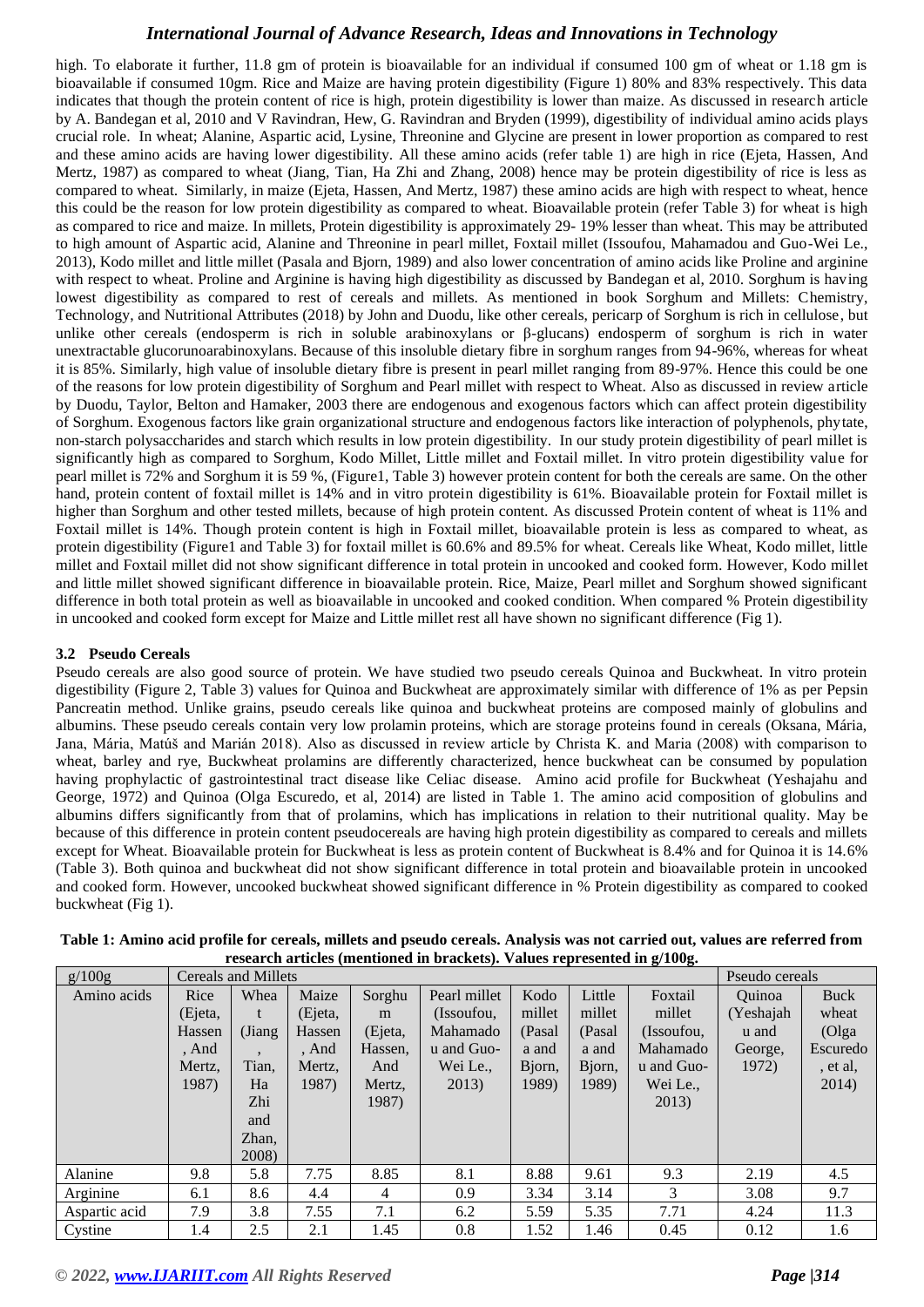high. To elaborate it further, 11.8 gm of protein is bioavailable for an individual if consumed 100 gm of wheat or 1.18 gm is bioavailable if consumed 10gm. Rice and Maize are having protein digestibility (Figure 1) 80% and 83% respectively. This data indicates that though the protein content of rice is high, protein digestibility is lower than maize. As discussed in research article by A. Bandegan et al, 2010 and V Ravindran, Hew, G. Ravindran and Bryden (1999), digestibility of individual amino acids plays crucial role. In wheat; Alanine, Aspartic acid, Lysine, Threonine and Glycine are present in lower proportion as compared to rest and these amino acids are having lower digestibility. All these amino acids (refer table 1) are high in rice (Ejeta, Hassen, And Mertz, 1987) as compared to wheat (Jiang, Tian, Ha Zhi and Zhang, 2008) hence may be protein digestibility of rice is less as compared to wheat. Similarly, in maize (Ejeta, Hassen, And Mertz, 1987) these amino acids are high with respect to wheat, hence this could be the reason for low protein digestibility as compared to wheat. Bioavailable protein (refer Table 3) for wheat is high as compared to rice and maize. In millets, Protein digestibility is approximately 29- 19% lesser than wheat. This may be attributed to high amount of Aspartic acid, Alanine and Threonine in pearl millet, Foxtail millet (Issoufou, Mahamadou and Guo-Wei Le., 2013), Kodo millet and little millet (Pasala and Bjorn, 1989) and also lower concentration of amino acids like Proline and arginine with respect to wheat. Proline and Arginine is having high digestibility as discussed by Bandegan et al, 2010. Sorghum is having lowest digestibility as compared to rest of cereals and millets. As mentioned in book Sorghum and Millets: Chemistry, Technology, and Nutritional Attributes (2018) by John and Duodu, like other cereals, pericarp of Sorghum is rich in cellulose, but unlike other cereals (endosperm is rich in soluble arabinoxylans or β-glucans) endosperm of sorghum is rich in water unextractable glucorunoarabinoxylans. Because of this insoluble dietary fibre in sorghum ranges from 94-96%, whereas for wheat it is 85%. Similarly, high value of insoluble dietary fibre is present in pearl millet ranging from 89-97%. Hence this could be one of the reasons for low protein digestibility of Sorghum and Pearl millet with respect to Wheat. Also as discussed in review article by Duodu, Taylor, Belton and Hamaker, 2003 there are endogenous and exogenous factors which can affect protein digestibility of Sorghum. Exogenous factors like grain organizational structure and endogenous factors like interaction of polyphenols, phytate, non-starch polysaccharides and starch which results in low protein digestibility. In our study protein digestibility of pearl millet is significantly high as compared to Sorghum, Kodo Millet, Little millet and Foxtail millet. In vitro protein digestibility value for pearl millet is 72% and Sorghum it is 59 %, (Figure1, Table 3) however protein content for both the cereals are same. On the other hand, protein content of foxtail millet is 14% and in vitro protein digestibility is 61%. Bioavailable protein for Foxtail millet is higher than Sorghum and other tested millets, because of high protein content. As discussed Protein content of wheat is 11% and Foxtail millet is 14%. Though protein content is high in Foxtail millet, bioavailable protein is less as compared to wheat, as protein digestibility (Figure1 and Table 3) for foxtail millet is 60.6% and 89.5% for wheat. Cereals like Wheat, Kodo millet, little millet and Foxtail millet did not show significant difference in total protein in uncooked and cooked form. However, Kodo millet and little millet showed significant difference in bioavailable protein. Rice, Maize, Pearl millet and Sorghum showed significant difference in both total protein as well as bioavailable in uncooked and cooked condition. When compared % Protein digestibility in uncooked and cooked form except for Maize and Little millet rest all have shown no significant difference (Fig 1).

### 3.2 Pseudo Cereals

Pseudo cereals are also good source of protein. We have studied two pseudo cereals Quinoa and Buckwheat. In vitro protein digestibility (Figure 2, Table 3) values for Quinoa and Buckwheat are approximately similar with difference of 1% as per Pepsin Pancreatin method. Unlike grains, pseudo cereals like quinoa and buckwheat proteins are composed mainly of globulins and albumins. These pseudo cereals contain very low prolamin proteins, which are storage proteins found in cereals (Oksana, Mária, Jana, Mária, Matúš and Marián 2018). Also as discussed in review article by Christa K. and Maria (2008) with comparison to wheat, barley and rye, Buckwheat prolamins are differently characterized, hence buckwheat can be consumed by population having prophylactic of gastrointestinal tract disease like Celiac disease. Amino acid profile for Buckwheat (Yeshajahu and George, 1972) and Quinoa (Olga Escuredo, et al, 2014) are listed in Table 1. The amino acid composition of globulins and albumins differs significantly from that of prolamins, which has implications in relation to their nutritional quality. May be because of this difference in protein content pseudocereals are having high protein digestibility as compared to cereals and millets except for Wheat. Bioavailable protein for Buckwheat is less as protein content of Buckwheat is 8.4% and for Quinoa it is 14.6% (Table 3). Both quinoa and buckwheat did not show significant difference in total protein and bioavailable protein in uncooked and cooked form. However, uncooked buckwheat showed significant difference in % Protein digestibility as compared to cooked buckwheat (Fig 1).

**Table 1: Amino acid profile for cereals, millets and pseudo cereals. Analysis was not carried out, values are referred from research articles (mentioned in brackets). Values represented in g/100g.**

| g/100g | Cereals and Millets | | | | | | | | Pseudo cereals | |
|---|---|---|---|---|---|---|---|---|---|---|
| Amino acids | Rice (Ejeta, Hassen, And Mertz, 1987) | Wheat (Jiang, Tian, Ha Zhi and Zhan, 2008) | Maize (Ejeta, Hassen, And Mertz, 1987) | Sorghum (Ejeta, Hassen, And Mertz, 1987) | Pearl millet (Issoufou, Mahamadou and Guo-Wei Le., 2013) | Kodo millet (Pasala and Bjorn, 1989) | Little millet (Pasala and Bjorn, 1989) | Foxtail millet (Issoufou, Mahamadou and Guo-Wei Le., 2013) | Quinoa (Yeshajahu and George, 1972) | Buck wheat (Olga Escuredo, et al, 2014) |
| Alanine | 9.8 | 5.8 | 7.75 | 8.85 | 8.1 | 8.88 | 9.61 | 9.3 | 2.19 | 4.5 |
| Arginine | 6.1 | 8.6 | 4.4 | 4 | 0.9 | 3.34 | 3.14 | 3 | 3.08 | 9.7 |
| Aspartic acid | 7.9 | 3.8 | 7.55 | 7.1 | 6.2 | 5.59 | 5.35 | 7.71 | 4.24 | 11.3 |
| Cystine | 1.4 | 2.5 | 2.1 | 1.45 | 0.8 | 1.52 | 1.46 | 0.45 | 0.12 | 1.6 |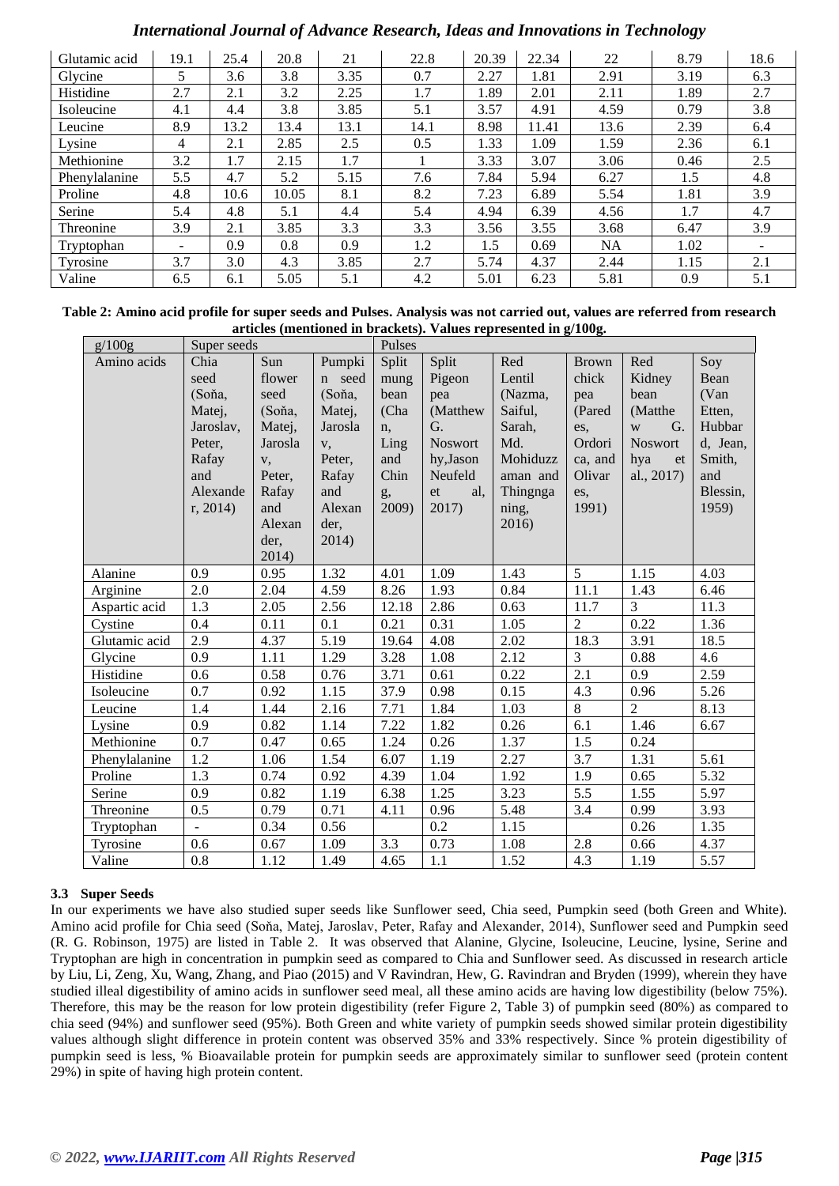| Glutamic acid | 19.1 | 25.4 | 20.8 | 21 | 22.8 | 20.39 | 22.34 | 22 | 8.79 | 18.6 |
|---|---|---|---|---|---|---|---|---|---|---|
| Glycine | 5 | 3.6 | 3.8 | 3.35 | 0.7 | 2.27 | 1.81 | 2.91 | 3.19 | 6.3 |
| Histidine | 2.7 | 2.1 | 3.2 | 2.25 | 1.7 | 1.89 | 2.01 | 2.11 | 1.89 | 2.7 |
| Isoleucine | 4.1 | 4.4 | 3.8 | 3.85 | 5.1 | 3.57 | 4.91 | 4.59 | 0.79 | 3.8 |
| Leucine | 8.9 | 13.2 | 13.4 | 13.1 | 14.1 | 8.98 | 11.41 | 13.6 | 2.39 | 6.4 |
| Lysine | 4 | 2.1 | 2.85 | 2.5 | 0.5 | 1.33 | 1.09 | 1.59 | 2.36 | 6.1 |
| Methionine | 3.2 | 1.7 | 2.15 | 1.7 | 1 | 3.33 | 3.07 | 3.06 | 0.46 | 2.5 |
| Phenylalanine | 5.5 | 4.7 | 5.2 | 5.15 | 7.6 | 7.84 | 5.94 | 6.27 | 1.5 | 4.8 |
| Proline | 4.8 | 10.6 | 10.05 | 8.1 | 8.2 | 7.23 | 6.89 | 5.54 | 1.81 | 3.9 |
| Serine | 5.4 | 4.8 | 5.1 | 4.4 | 5.4 | 4.94 | 6.39 | 4.56 | 1.7 | 4.7 |
| Threonine | 3.9 | 2.1 | 3.85 | 3.3 | 3.3 | 3.56 | 3.55 | 3.68 | 6.47 | 3.9 |
| Tryptophan | - | 0.9 | 0.8 | 0.9 | 1.2 | 1.5 | 0.69 | NA | 1.02 | - |
| Tyrosine | 3.7 | 3.0 | 4.3 | 3.85 | 2.7 | 5.74 | 4.37 | 2.44 | 1.15 | 2.1 |
| Valine | 6.5 | 6.1 | 5.05 | 5.1 | 4.2 | 5.01 | 6.23 | 5.81 | 0.9 | 5.1 |

**Table 2: Amino acid profile for super seeds and Pulses. Analysis was not carried out, values are referred from research articles (mentioned in brackets). Values represented in g/100g.**

| g/100g | Super seeds | | | Pulses | | | | | |
|---|---|---|---|---|---|---|---|---|---|
| Amino acids | Chia seed (Soňa, Matej, Jaroslav, Peter, Rafay and Alexander, 2014) | Sun flower seed (Soňa, Matej, Jaroslav, Peter, Rafay and Alexander, 2014) | Pumpkin seed (Soňa, Matej, Jaroslav, Peter, Rafay and Alexander, 2014) | Split mung bean (Chan, Ling and Ching, 2009) | Split Pigeon pea (Matthew G. Nosworthy, Jason Neufeld et al, 2017) | Red Lentil (Nazma, Saiful, Sarah, Md. Mohiduzzaman and Thingnganing, 2016) | Brown chick pea (Paredes, Ordorica, and Olivares, 1991) | Red Kidney bean (Matthew G. Nosworthya et al., 2017) | Soy Bean (Van Etten, Hubbard, Jean, Smith, and Blessin, 1959) |
| Alanine | 0.9 | 0.95 | 1.32 | 4.01 | 1.09 | 1.43 | 5 | 1.15 | 4.03 |
| Arginine | 2.0 | 2.04 | 4.59 | 8.26 | 1.93 | 0.84 | 11.1 | 1.43 | 6.46 |
| Aspartic acid | 1.3 | 2.05 | 2.56 | 12.18 | 2.86 | 0.63 | 11.7 | 3 | 11.3 |
| Cystine | 0.4 | 0.11 | 0.1 | 0.21 | 0.31 | 1.05 | 2 | 0.22 | 1.36 |
| Glutamic acid | 2.9 | 4.37 | 5.19 | 19.64 | 4.08 | 2.02 | 18.3 | 3.91 | 18.5 |
| Glycine | 0.9 | 1.11 | 1.29 | 3.28 | 1.08 | 2.12 | 3 | 0.88 | 4.6 |
| Histidine | 0.6 | 0.58 | 0.76 | 3.71 | 0.61 | 0.22 | 2.1 | 0.9 | 2.59 |
| Isoleucine | 0.7 | 0.92 | 1.15 | 37.9 | 0.98 | 0.15 | 4.3 | 0.96 | 5.26 |
| Leucine | 1.4 | 1.44 | 2.16 | 7.71 | 1.84 | 1.03 | 8 | 2 | 8.13 |
| Lysine | 0.9 | 0.82 | 1.14 | 7.22 | 1.82 | 0.26 | 6.1 | 1.46 | 6.67 |
| Methionine | 0.7 | 0.47 | 0.65 | 1.24 | 0.26 | 1.37 | 1.5 | 0.24 | |
| Phenylalanine | 1.2 | 1.06 | 1.54 | 6.07 | 1.19 | 2.27 | 3.7 | 1.31 | 5.61 |
| Proline | 1.3 | 0.74 | 0.92 | 4.39 | 1.04 | 1.92 | 1.9 | 0.65 | 5.32 |
| Serine | 0.9 | 0.82 | 1.19 | 6.38 | 1.25 | 3.23 | 5.5 | 1.55 | 5.97 |
| Threonine | 0.5 | 0.79 | 0.71 | 4.11 | 0.96 | 5.48 | 3.4 | 0.99 | 3.93 |
| Tryptophan | - | 0.34 | 0.56 | | 0.2 | 1.15 | | 0.26 | 1.35 |
| Tyrosine | 0.6 | 0.67 | 1.09 | 3.3 | 0.73 | 1.08 | 2.8 | 0.66 | 4.37 |
| Valine | 0.8 | 1.12 | 1.49 | 4.65 | 1.1 | 1.52 | 4.3 | 1.19 | 5.57 |

### 3.3 Super Seeds

In our experiments we have also studied super seeds like Sunflower seed, Chia seed, Pumpkin seed (both Green and White). Amino acid profile for Chia seed (Soňa, Matej, Jaroslav, Peter, Rafay and Alexander, 2014), Sunflower seed and Pumpkin seed (R. G. Robinson, 1975) are listed in Table 2. It was observed that Alanine, Glycine, Isoleucine, Leucine, lysine, Serine and Tryptophan are high in concentration in pumpkin seed as compared to Chia and Sunflower seed. As discussed in research article by Liu, Li, Zeng, Xu, Wang, Zhang, and Piao (2015) and V Ravindran, Hew, G. Ravindran and Bryden (1999), wherein they have studied illeal digestibility of amino acids in sunflower seed meal, all these amino acids are having low digestibility (below 75%). Therefore, this may be the reason for low protein digestibility (refer Figure 2, Table 3) of pumpkin seed (80%) as compared to chia seed (94%) and sunflower seed (95%). Both Green and white variety of pumpkin seeds showed similar protein digestibility values although slight difference in protein content was observed 35% and 33% respectively. Since % protein digestibility of pumpkin seed is less, % Bioavailable protein for pumpkin seeds are approximately similar to sunflower seed (protein content 29%) in spite of having high protein content.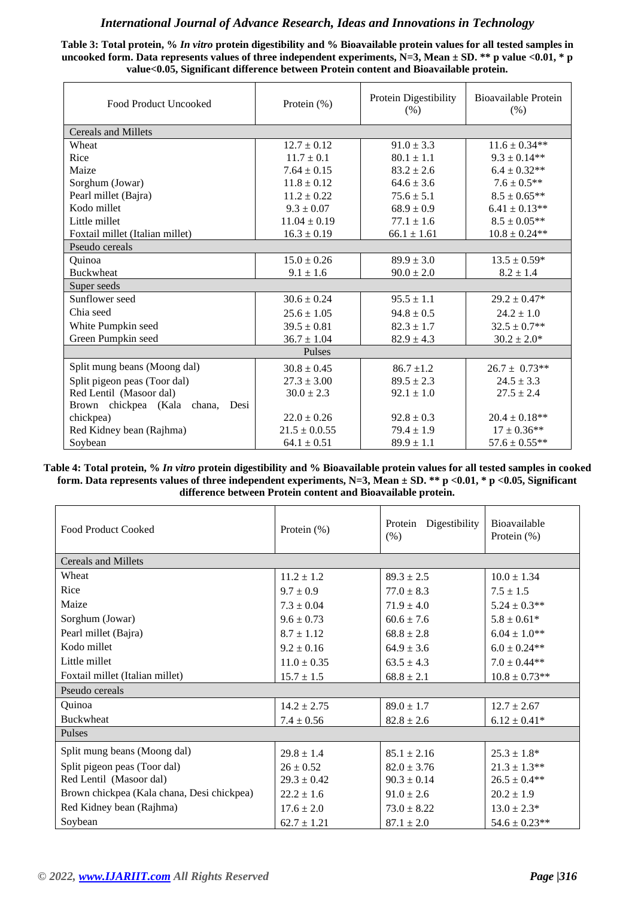**Table 3: Total protein, % *In vitro* protein digestibility and % Bioavailable protein values for all tested samples in uncooked form. Data represents values of three independent experiments, N=3, Mean ± SD. ** p value <0.01, * p value<0.05, Significant difference between Protein content and Bioavailable protein.**

| Food Product Uncooked | Protein (%) | Protein Digestibility (%) | Bioavailable Protein (%) |
|---|---|---|---|
| Cereals and Millets | | | |
| Wheat | 12.7 ± 0.12 | 91.0 ± 3.3 | 11.6 ± 0.34** |
| Rice | 11.7 ± 0.1 | 80.1 ± 1.1 | 9.3 ± 0.14** |
| Maize | 7.64 ± 0.15 | 83.2 ± 2.6 | 6.4 ± 0.32** |
| Sorghum (Jowar) | 11.8 ± 0.12 | 64.6 ± 3.6 | 7.6 ± 0.5** |
| Pearl millet (Bajra) | 11.2 ± 0.22 | 75.6 ± 5.1 | 8.5 ± 0.65** |
| Kodo millet | 9.3 ± 0.07 | 68.9 ± 0.9 | 6.41 ± 0.13** |
| Little millet | 11.04 ± 0.19 | 77.1 ± 1.6 | 8.5 ± 0.05** |
| Foxtail millet (Italian millet) | 16.3 ± 0.19 | 66.1 ± 1.61 | 10.8 ± 0.24** |
| Pseudo cereals | | | |
| Quinoa | 15.0 ± 0.26 | 89.9 ± 3.0 | 13.5 ± 0.59* |
| Buckwheat | 9.1 ± 1.6 | 90.0 ± 2.0 | 8.2 ± 1.4 |
| Super seeds | | | |
| Sunflower seed | 30.6 ± 0.24 | 95.5 ± 1.1 | 29.2 ± 0.47* |
| Chia seed | 25.6 ± 1.05 | 94.8 ± 0.5 | 24.2 ± 1.0 |
| White Pumpkin seed | 39.5 ± 0.81 | 82.3 ± 1.7 | 32.5 ± 0.7** |
| Green Pumpkin seed | 36.7 ± 1.04 | 82.9 ± 4.3 | 30.2 ± 2.0* |
| Pulses | | | |
| Split mung beans (Moong dal) | 30.8 ± 0.45 | 86.7 ±1.2 | 26.7 ± 0.73** |
| Split pigeon peas (Toor dal) | 27.3 ± 3.00 | 89.5 ± 2.3 | 24.5 ± 3.3 |
| Red Lentil (Masoor dal) | 30.0 ± 2.3 | 92.1 ± 1.0 | 27.5 ± 2.4 |
| Brown chickpea (Kala chana, Desi chickpea) | 22.0 ± 0.26 | 92.8 ± 0.3 | 20.4 ± 0.18** |
| Red Kidney bean (Rajhma) | 21.5 ± 0.0.55 | 79.4 ± 1.9 | 17 ± 0.36** |
| Soybean | 64.1 ± 0.51 | 89.9 ± 1.1 | 57.6 ± 0.55** |

**Table 4: Total protein, % *In vitro* protein digestibility and % Bioavailable protein values for all tested samples in cooked form. Data represents values of three independent experiments, N=3, Mean ± SD. ** p <0.01, * p <0.05, Significant difference between Protein content and Bioavailable protein.**

| Food Product Cooked | Protein (%) | Protein Digestibility (%) | Bioavailable Protein (%) |
|---|---|---|---|
| Cereals and Millets | | | |
| Wheat | 11.2 ± 1.2 | 89.3 ± 2.5 | 10.0 ± 1.34 |
| Rice | 9.7 ± 0.9 | 77.0 ± 8.3 | 7.5 ± 1.5 |
| Maize | 7.3 ± 0.04 | 71.9 ± 4.0 | 5.24 ± 0.3** |
| Sorghum (Jowar) | 9.6 ± 0.73 | 60.6 ± 7.6 | 5.8 ± 0.61* |
| Pearl millet (Bajra) | 8.7 ± 1.12 | 68.8 ± 2.8 | 6.04 ± 1.0** |
| Kodo millet | 9.2 ± 0.16 | 64.9 ± 3.6 | 6.0 ± 0.24** |
| Little millet | 11.0 ± 0.35 | 63.5 ± 4.3 | 7.0 ± 0.44** |
| Foxtail millet (Italian millet) | 15.7 ± 1.5 | 68.8 ± 2.1 | 10.8 ± 0.73** |
| Pseudo cereals | | | |
| Quinoa | 14.2 ± 2.75 | 89.0 ± 1.7 | 12.7 ± 2.67 |
| Buckwheat | 7.4 ± 0.56 | 82.8 ± 2.6 | 6.12 ± 0.41* |
| Pulses | | | |
| Split mung beans (Moong dal) | 29.8 ± 1.4 | 85.1 ± 2.16 | 25.3 ± 1.8* |
| Split pigeon peas (Toor dal) | 26 ± 0.52 | 82.0 ± 3.76 | 21.3 ± 1.3** |
| Red Lentil (Masoor dal) | 29.3 ± 0.42 | 90.3 ± 0.14 | 26.5 ± 0.4** |
| Brown chickpea (Kala chana, Desi chickpea) | 22.2 ± 1.6 | 91.0 ± 2.6 | 20.2 ± 1.9 |
| Red Kidney bean (Rajhma) | 17.6 ± 2.0 | 73.0 ± 8.22 | 13.0 ± 2.3* |
| Soybean | 62.7 ± 1.21 | 87.1 ± 2.0 | 54.6 ± 0.23** |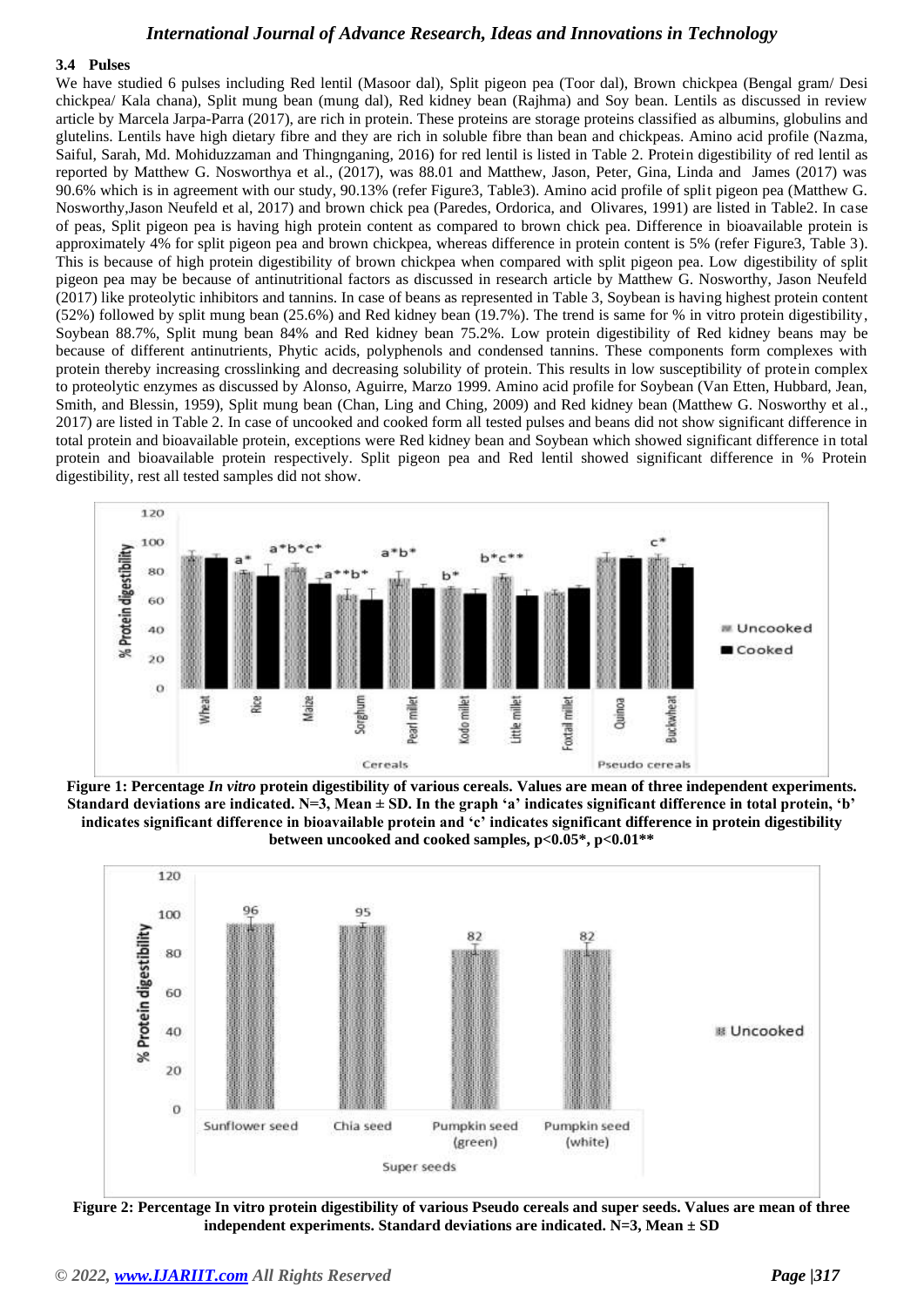### 3.4 Pulses

We have studied 6 pulses including Red lentil (Masoor dal), Split pigeon pea (Toor dal), Brown chickpea (Bengal gram/ Desi chickpea/ Kala chana), Split mung bean (mung dal), Red kidney bean (Rajhma) and Soy bean. Lentils as discussed in review article by Marcela Jarpa-Parra (2017), are rich in protein. These proteins are storage proteins classified as albumins, globulins and glutelins. Lentils have high dietary fibre and they are rich in soluble fibre than bean and chickpeas. Amino acid profile (Nazma, Saiful, Sarah, Md. Mohiduzzaman and Thingnganing, 2016) for red lentil is listed in Table 2. Protein digestibility of red lentil as reported by Matthew G. Noswortha et al., (2017), was 88.01 and Matthew, Jason, Peter, Gina, Linda and James (2017) was 90.6% which is in agreement with our study, 90.13% (refer Figure3, Table3). Amino acid profile of split pigeon pea (Matthew G. Nosworthy,Jason Neufeld et al, 2017) and brown chick pea (Paredes, Ordorica, and Olivares, 1991) are listed in Table2. In case of peas, Split pigeon pea is having high protein content as compared to brown chick pea. Difference in bioavailable protein is approximately 4% for split pigeon pea and brown chickpea, whereas difference in protein content is 5% (refer Figure3, Table 3). This is because of high protein digestibility of brown chickpea when compared with split pigeon pea. Low digestibility of split pigeon pea may be because of antinutritional factors as discussed in research article by Matthew G. Nosworthy, Jason Neufeld (2017) like proteolytic inhibitors and tannins. In case of beans as represented in Table 3, Soybean is having highest protein content (52%) followed by split mung bean (25.6%) and Red kidney bean (19.7%). The trend is same for % in vitro protein digestibility, Soybean 88.7%, Split mung bean 84% and Red kidney bean 75.2%. Low protein digestibility of Red kidney beans may be because of different antinutrients, Phytic acids, polyphenols and condensed tannins. These components form complexes with protein thereby increasing crosslinking and decreasing solubility of protein. This results in low susceptibility of protein complex to proteolytic enzymes as discussed by Alonso, Aguirre, Marzo 1999. Amino acid profile for Soybean (Van Etten, Hubbard, Jean, Smith, and Blessin, 1959), Split mung bean (Chan, Ling and Ching, 2009) and Red kidney bean (Matthew G. Nosworthy et al., 2017) are listed in Table 2. In case of uncooked and cooked form all tested pulses and beans did not show significant difference in total protein and bioavailable protein, exceptions were Red kidney bean and Soybean which showed significant difference in total protein and bioavailable protein respectively. Split pigeon pea and Red lentil showed significant difference in % Protein digestibility, rest all tested samples did not show.

**Figure 1: Percentage *In vitro* protein digestibility of various cereals. Values are mean of three independent experiments. Standard deviations are indicated. N=3, Mean ± SD. In the graph 'a' indicates significant difference in total protein, 'b' indicates significant difference in bioavailable protein and 'c' indicates significant difference in protein digestibility between uncooked and cooked samples, p<0.05*, p<0.01****

**Figure 2: Percentage In vitro protein digestibility of various Pseudo cereals and super seeds. Values are mean of three independent experiments. Standard deviations are indicated. N=3, Mean ± SD**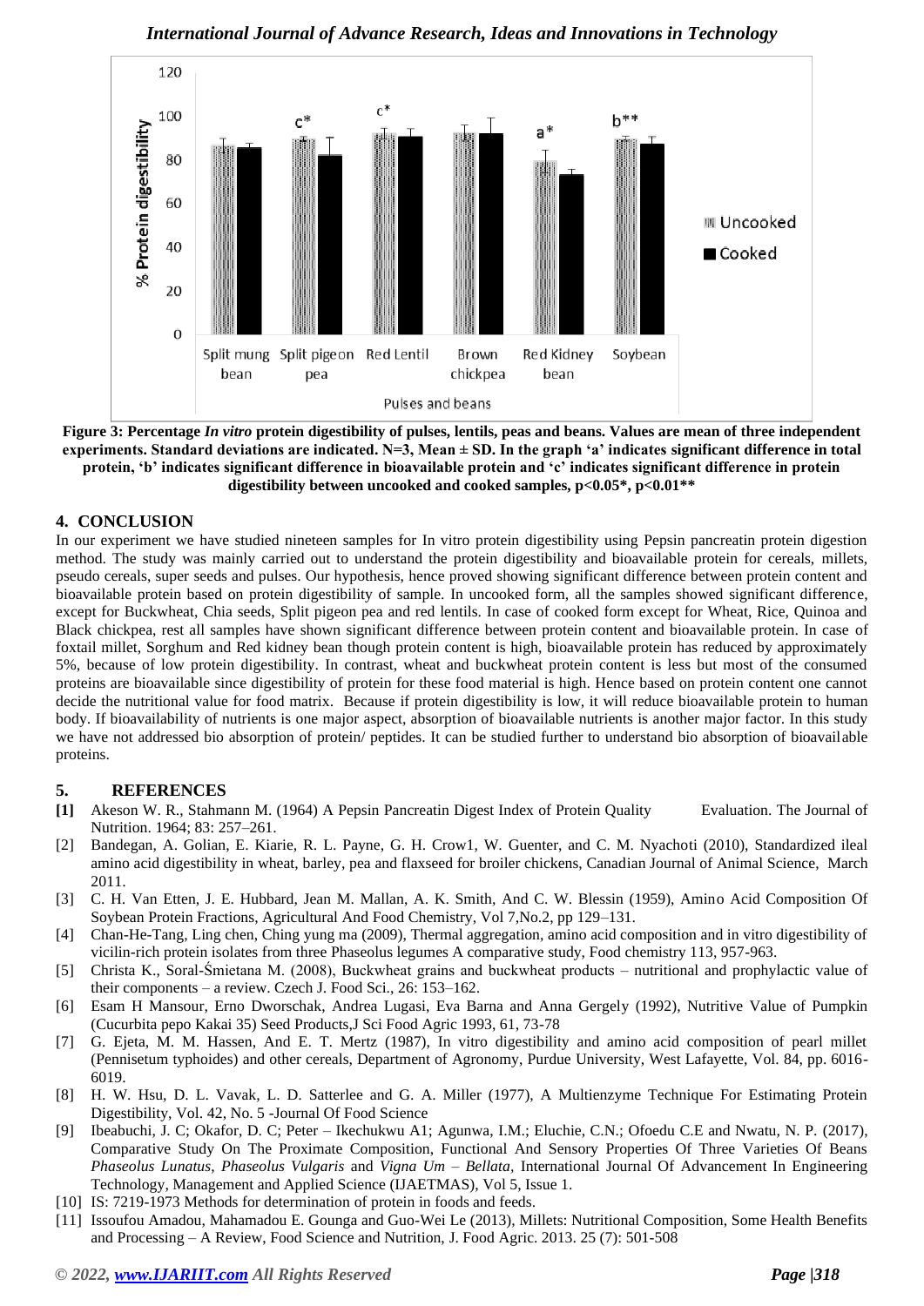Figure 3: Percentage *In vitro* protein digestibility of pulses, lentils, peas and beans. Values are mean of three independent experiments. Standard deviations are indicated. N=3, Mean ± SD. In the graph 'a' indicates significant difference in total protein, 'b' indicates significant difference in bioavailable protein and 'c' indicates significant difference in protein digestibility between uncooked and cooked samples, p<0.05*, p<0.01**

## 4. CONCLUSION

In our experiment we have studied nineteen samples for In vitro protein digestibility using Pepsin pancreatin protein digestion method. The study was mainly carried out to understand the protein digestibility and bioavailable protein for cereals, millets, pseudo cereals, super seeds and pulses. Our hypothesis, hence proved showing significant difference between protein content and bioavailable protein based on protein digestibility of sample. In uncooked form, all the samples showed significant difference, except for Buckwheat, Chia seeds, Split pigeon pea and red lentils. In case of cooked form except for Wheat, Rice, Quinoa and Black chickpea, rest all samples have shown significant difference between protein content and bioavailable protein. In case of foxtail millet, Sorghum and Red kidney bean though protein content is high, bioavailable protein has reduced by approximately 5%, because of low protein digestibility. In contrast, wheat and buckwheat protein content is less but most of the consumed proteins are bioavailable since digestibility of protein for these food material is high. Hence based on protein content one cannot decide the nutritional value for food matrix. Because if protein digestibility is low, it will reduce bioavailable protein to human body. If bioavailability of nutrients is one major aspect, absorption of bioavailable nutrients is another major factor. In this study we have not addressed bio absorption of protein/ peptides. It can be studied further to understand bio absorption of bioavailable proteins.

## 5. REFERENCES

**[1]** Akeson W. R., Stahmann M. (1964) A Pepsin Pancreatin Digest Index of Protein Quality Evaluation. The Journal of Nutrition. 1964; 83: 257–261.

[2] Bandegan, A. Golian, E. Kiarie, R. L. Payne, G. H. Crow1, W. Guenter, and C. M. Nyachoti (2010), Standardized ileal amino acid digestibility in wheat, barley, pea and flaxseed for broiler chickens, Canadian Journal of Animal Science, March 2011.

[3] C. H. Van Etten, J. E. Hubbard, Jean M. Mallan, A. K. Smith, And C. W. Blessin (1959), Amino Acid Composition Of Soybean Protein Fractions, Agricultural And Food Chemistry, Vol 7,No.2, pp 129–131.

[4] Chan-He-Tang, Ling chen, Ching yung ma (2009), Thermal aggregation, amino acid composition and in vitro digestibility of vicilin-rich protein isolates from three Phaseolus legumes A comparative study, Food chemistry 113, 957-963.

[5] Christa K., Soral-Śmietana M. (2008), Buckwheat grains and buckwheat products – nutritional and prophylactic value of their components – a review. Czech J. Food Sci., 26: 153–162.

[6] Esam H Mansour, Erno Dworschak, Andrea Lugasi, Eva Barna and Anna Gergely (1992), Nutritive Value of Pumpkin (Cucurbita pepo Kakai 35) Seed Products,J Sci Food Agric 1993, 61, 73-78

[7] G. Ejeta, M. M. Hassen, And E. T. Mertz (1987), In vitro digestibility and amino acid composition of pearl millet (Pennisetum typhoides) and other cereals, Department of Agronomy, Purdue University, West Lafayette, Vol. 84, pp. 6016-6019.

[8] H. W. Hsu, D. L. Vavak, L. D. Satterlee and G. A. Miller (1977), A Multienzyme Technique For Estimating Protein Digestibility, Vol. 42, No. 5 -Journal Of Food Science

[9] Ibeabuchi, J. C; Okafor, D. C; Peter – Ikechukwu A1; Agunwa, I.M.; Eluchie, C.N.; Ofoedu C.E and Nwatu, N. P. (2017), Comparative Study On The Proximate Composition, Functional And Sensory Properties Of Three Varieties Of Beans *Phaseolus Lunatus*, *Phaseolus Vulgaris* and *Vigna Um – Bellata*, International Journal Of Advancement In Engineering Technology, Management and Applied Science (IJAETMAS), Vol 5, Issue 1.

[10] IS: 7219-1973 Methods for determination of protein in foods and feeds.

[11] Issoufou Amadou, Mahamadou E. Gounga and Guo-Wei Le (2013), Millets: Nutritional Composition, Some Health Benefits and Processing – A Review, Food Science and Nutrition, J. Food Agric. 2013. 25 (7): 501-508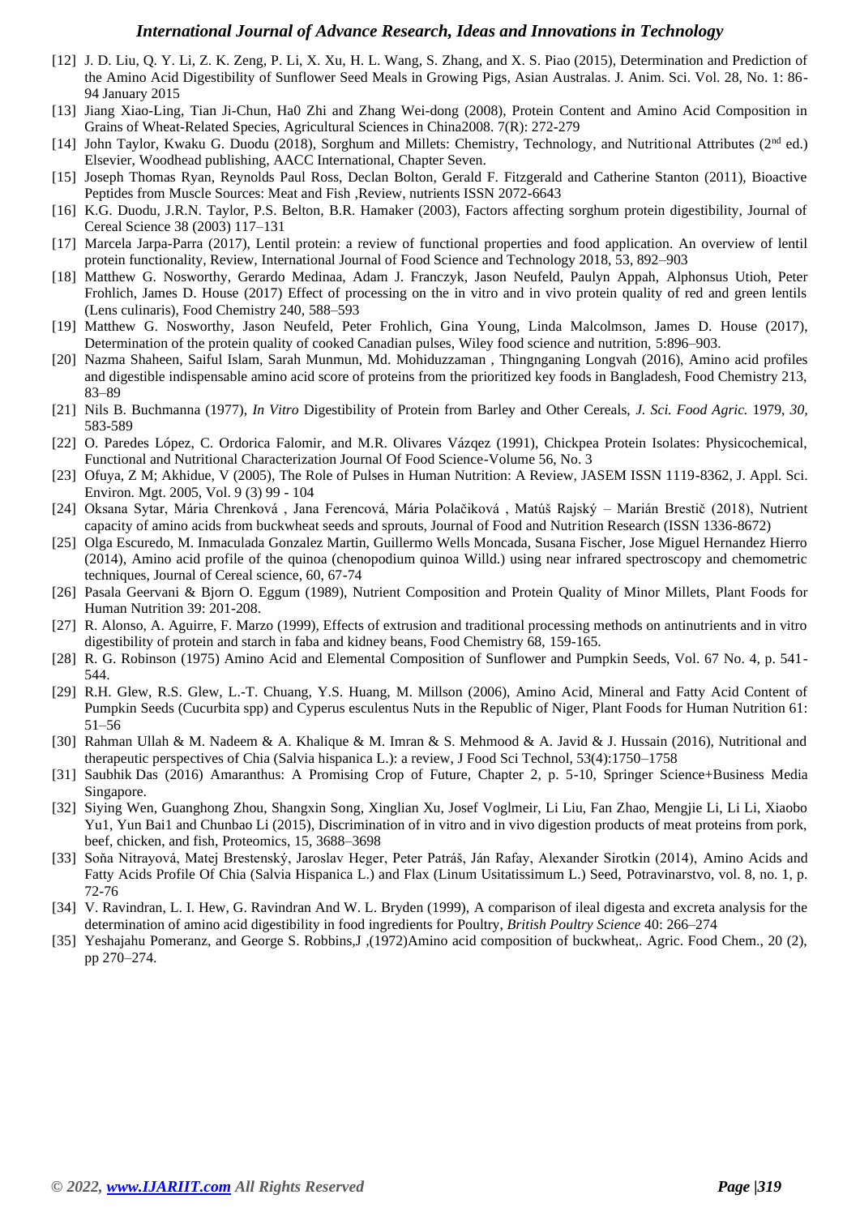[12] J. D. Liu, Q. Y. Li, Z. K. Zeng, P. Li, X. Xu, H. L. Wang, S. Zhang, and X. S. Piao (2015), Determination and Prediction of the Amino Acid Digestibility of Sunflower Seed Meals in Growing Pigs, Asian Australas. J. Anim. Sci. Vol. 28, No. 1: 86-94 January 2015

[13] Jiang Xiao-Ling, Tian Ji-Chun, Ha0 Zhi and Zhang Wei-dong (2008), Protein Content and Amino Acid Composition in Grains of Wheat-Related Species, Agricultural Sciences in China2008. 7(R): 272-279

[14] John Taylor, Kwaku G. Duodu (2018), Sorghum and Millets: Chemistry, Technology, and Nutritional Attributes (2nd ed.) Elsevier, Woodhead publishing, AACC International, Chapter Seven.

[15] Joseph Thomas Ryan, Reynolds Paul Ross, Declan Bolton, Gerald F. Fitzgerald and Catherine Stanton (2011), Bioactive Peptides from Muscle Sources: Meat and Fish ,Review, nutrients ISSN 2072-6643

[16] K.G. Duodu, J.R.N. Taylor, P.S. Belton, B.R. Hamaker (2003), Factors affecting sorghum protein digestibility, Journal of Cereal Science 38 (2003) 117–131

[17] Marcela Jarpa-Parra (2017), Lentil protein: a review of functional properties and food application. An overview of lentil protein functionality, Review, International Journal of Food Science and Technology 2018, 53, 892–903

[18] Matthew G. Nosworthy, Gerardo Medinaa, Adam J. Franczyk, Jason Neufeld, Paulyn Appah, Alphonsus Utioh, Peter Frohlich, James D. House (2017) Effect of processing on the in vitro and in vivo protein quality of red and green lentils (Lens culinaris), Food Chemistry 240, 588–593

[19] Matthew G. Nosworthy, Jason Neufeld, Peter Frohlich, Gina Young, Linda Malcolmson, James D. House (2017), Determination of the protein quality of cooked Canadian pulses, Wiley food science and nutrition, 5:896–903.

[20] Nazma Shaheen, Saiful Islam, Sarah Munmun, Md. Mohiduzzaman , Thingnganing Longvah (2016), Amino acid profiles and digestible indispensable amino acid score of proteins from the prioritized key foods in Bangladesh, Food Chemistry 213, 83–89

[21] Nils B. Buchmanna (1977), *In Vitro* Digestibility of Protein from Barley and Other Cereals, *J. Sci. Food Agric.* 1979, *30,* 583-589

[22] O. Paredes López, C. Ordorica Falomir, and M.R. Olivares Vázqez (1991), Chickpea Protein Isolates: Physicochemical, Functional and Nutritional Characterization Journal Of Food Science-Volume 56, No. 3

[23] Ofuya, Z M; Akhidue, V (2005), The Role of Pulses in Human Nutrition: A Review, JASEM ISSN 1119-8362, J. Appl. Sci. Environ. Mgt. 2005, Vol. 9 (3) 99 - 104

[24] Oksana Sytar, Mária Chrenková , Jana Ferencová, Mária Polačiková , Matúš Rajský – Marián Brestič (2018), Nutrient capacity of amino acids from buckwheat seeds and sprouts, Journal of Food and Nutrition Research (ISSN 1336-8672)

[25] Olga Escuredo, M. Inmaculada Gonzalez Martin, Guillermo Wells Moncada, Susana Fischer, Jose Miguel Hernandez Hierro (2014), Amino acid profile of the quinoa (chenopodium quinoa Willd.) using near infrared spectroscopy and chemometric techniques, Journal of Cereal science, 60, 67-74

[26] Pasala Geervani & Bjorn O. Eggum (1989), Nutrient Composition and Protein Quality of Minor Millets, Plant Foods for Human Nutrition 39: 201-208.

[27] R. Alonso, A. Aguirre, F. Marzo (1999), Effects of extrusion and traditional processing methods on antinutrients and in vitro digestibility of protein and starch in faba and kidney beans, Food Chemistry 68, 159-165.

[28] R. G. Robinson (1975) Amino Acid and Elemental Composition of Sunflower and Pumpkin Seeds, Vol. 67 No. 4, p. 541-544.

[29] R.H. Glew, R.S. Glew, L.-T. Chuang, Y.S. Huang, M. Millson (2006), Amino Acid, Mineral and Fatty Acid Content of Pumpkin Seeds (Cucurbita spp) and Cyperus esculentus Nuts in the Republic of Niger, Plant Foods for Human Nutrition 61: 51–56

[30] Rahman Ullah & M. Nadeem & A. Khalique & M. Imran & S. Mehmood & A. Javid & J. Hussain (2016), Nutritional and therapeutic perspectives of Chia (Salvia hispanica L.): a review, J Food Sci Technol, 53(4):1750–1758

[31] Saubhik Das (2016) Amaranthus: A Promising Crop of Future, Chapter 2, p. 5-10, Springer Science+Business Media Singapore.

[32] Siying Wen, Guanghong Zhou, Shangxin Song, Xinglian Xu, Josef Voglmeir, Li Liu, Fan Zhao, Mengjie Li, Li Li, Xiaobo Yu1, Yun Bai1 and Chunbao Li (2015), Discrimination of in vitro and in vivo digestion products of meat proteins from pork, beef, chicken, and fish, Proteomics, 15, 3688–3698

[33] Soňa Nitrayová, Matej Brestenský, Jaroslav Heger, Peter Patráš, Ján Rafay, Alexander Sirotkin (2014), Amino Acids and Fatty Acids Profile Of Chia (Salvia Hispanica L.) and Flax (Linum Usitatissimum L.) Seed, Potravinarstvo, vol. 8, no. 1, p. 72-76

[34] V. Ravindran, L. I. Hew, G. Ravindran And W. L. Bryden (1999), A comparison of ileal digesta and excreta analysis for the determination of amino acid digestibility in food ingredients for Poultry, *British Poultry Science* 40: 266–274

[35] Yeshajahu Pomeranz, and George S. Robbins,J ,(1972)Amino acid composition of buckwheat,. Agric. Food Chem., 20 (2), pp 270–274.